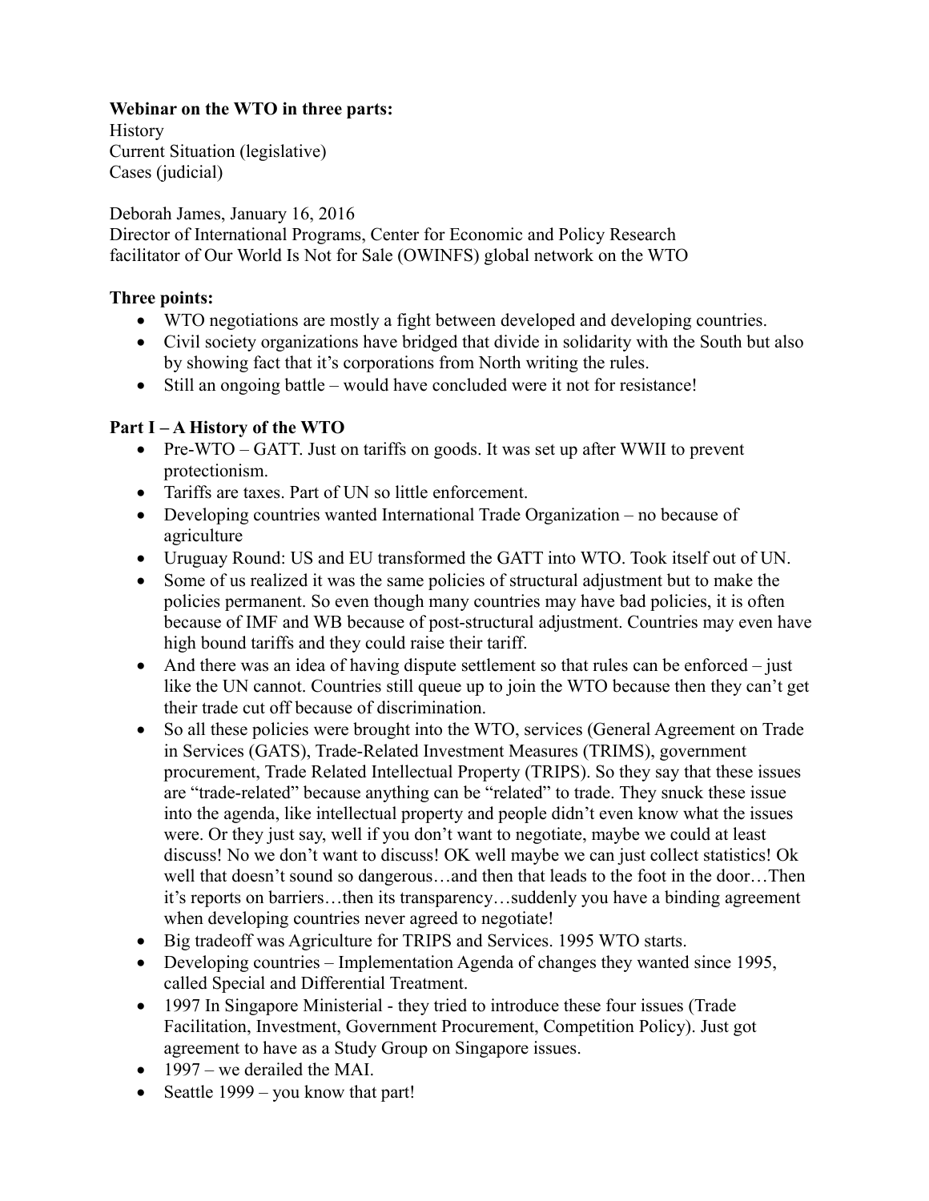**Webinar on the WTO in three parts:**
History
Current Situation (legislative)
Cases (judicial)

Deborah James, January 16, 2016
Director of International Programs, Center for Economic and Policy Research
facilitator of Our World Is Not for Sale (OWINFS) global network on the WTO

**Three points:**

- WTO negotiations are mostly a fight between developed and developing countries.
- Civil society organizations have bridged that divide in solidarity with the South but also by showing fact that it's corporations from North writing the rules.
- Still an ongoing battle – would have concluded were it not for resistance!

**Part I – A History of the WTO**

- Pre-WTO – GATT. Just on tariffs on goods. It was set up after WWII to prevent protectionism.
- Tariffs are taxes. Part of UN so little enforcement.
- Developing countries wanted International Trade Organization – no because of agriculture
- Uruguay Round: US and EU transformed the GATT into WTO. Took itself out of UN.
- Some of us realized it was the same policies of structural adjustment but to make the policies permanent. So even though many countries may have bad policies, it is often because of IMF and WB because of post-structural adjustment. Countries may even have high bound tariffs and they could raise their tariff.
- And there was an idea of having dispute settlement so that rules can be enforced – just like the UN cannot. Countries still queue up to join the WTO because then they can't get their trade cut off because of discrimination.
- So all these policies were brought into the WTO, services (General Agreement on Trade in Services (GATS), Trade-Related Investment Measures (TRIMS), government procurement, Trade Related Intellectual Property (TRIPS). So they say that these issues are "trade-related" because anything can be "related" to trade. They snuck these issue into the agenda, like intellectual property and people didn't even know what the issues were. Or they just say, well if you don't want to negotiate, maybe we could at least discuss! No we don't want to discuss! OK well maybe we can just collect statistics! Ok well that doesn't sound so dangerous…and then that leads to the foot in the door…Then it's reports on barriers…then its transparency…suddenly you have a binding agreement when developing countries never agreed to negotiate!
- Big tradeoff was Agriculture for TRIPS and Services. 1995 WTO starts.
- Developing countries – Implementation Agenda of changes they wanted since 1995, called Special and Differential Treatment.
- 1997 In Singapore Ministerial - they tried to introduce these four issues (Trade Facilitation, Investment, Government Procurement, Competition Policy). Just got agreement to have as a Study Group on Singapore issues.
- 1997 – we derailed the MAI.
- Seattle 1999 – you know that part!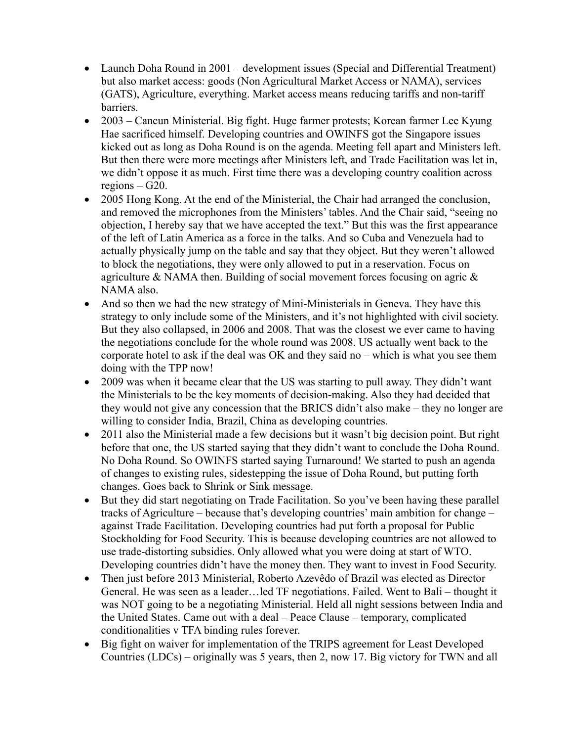- Launch Doha Round in 2001 – development issues (Special and Differential Treatment) but also market access: goods (Non Agricultural Market Access or NAMA), services (GATS), Agriculture, everything. Market access means reducing tariffs and non-tariff barriers.
- 2003 – Cancun Ministerial. Big fight. Huge farmer protests; Korean farmer Lee Kyung Hae sacrificed himself. Developing countries and OWINFS got the Singapore issues kicked out as long as Doha Round is on the agenda. Meeting fell apart and Ministers left. But then there were more meetings after Ministers left, and Trade Facilitation was let in, we didn't oppose it as much. First time there was a developing country coalition across regions – G20.
- 2005 Hong Kong. At the end of the Ministerial, the Chair had arranged the conclusion, and removed the microphones from the Ministers' tables. And the Chair said, "seeing no objection, I hereby say that we have accepted the text." But this was the first appearance of the left of Latin America as a force in the talks. And so Cuba and Venezuela had to actually physically jump on the table and say that they object. But they weren't allowed to block the negotiations, they were only allowed to put in a reservation. Focus on agriculture & NAMA then. Building of social movement forces focusing on agric & NAMA also.
- And so then we had the new strategy of Mini-Ministerials in Geneva. They have this strategy to only include some of the Ministers, and it's not highlighted with civil society. But they also collapsed, in 2006 and 2008. That was the closest we ever came to having the negotiations conclude for the whole round was 2008. US actually went back to the corporate hotel to ask if the deal was OK and they said no – which is what you see them doing with the TPP now!
- 2009 was when it became clear that the US was starting to pull away. They didn't want the Ministerials to be the key moments of decision-making. Also they had decided that they would not give any concession that the BRICS didn't also make – they no longer are willing to consider India, Brazil, China as developing countries.
- 2011 also the Ministerial made a few decisions but it wasn't big decision point. But right before that one, the US started saying that they didn't want to conclude the Doha Round. No Doha Round. So OWINFS started saying Turnaround! We started to push an agenda of changes to existing rules, sidestepping the issue of Doha Round, but putting forth changes. Goes back to Shrink or Sink message.
- But they did start negotiating on Trade Facilitation. So you've been having these parallel tracks of Agriculture – because that's developing countries' main ambition for change – against Trade Facilitation. Developing countries had put forth a proposal for Public Stockholding for Food Security. This is because developing countries are not allowed to use trade-distorting subsidies. Only allowed what you were doing at start of WTO. Developing countries didn't have the money then. They want to invest in Food Security.
- Then just before 2013 Ministerial, Roberto Azevêdo of Brazil was elected as Director General. He was seen as a leader…led TF negotiations. Failed. Went to Bali – thought it was NOT going to be a negotiating Ministerial. Held all night sessions between India and the United States. Came out with a deal – Peace Clause – temporary, complicated conditionalities v TFA binding rules forever.
- Big fight on waiver for implementation of the TRIPS agreement for Least Developed Countries (LDCs) – originally was 5 years, then 2, now 17. Big victory for TWN and all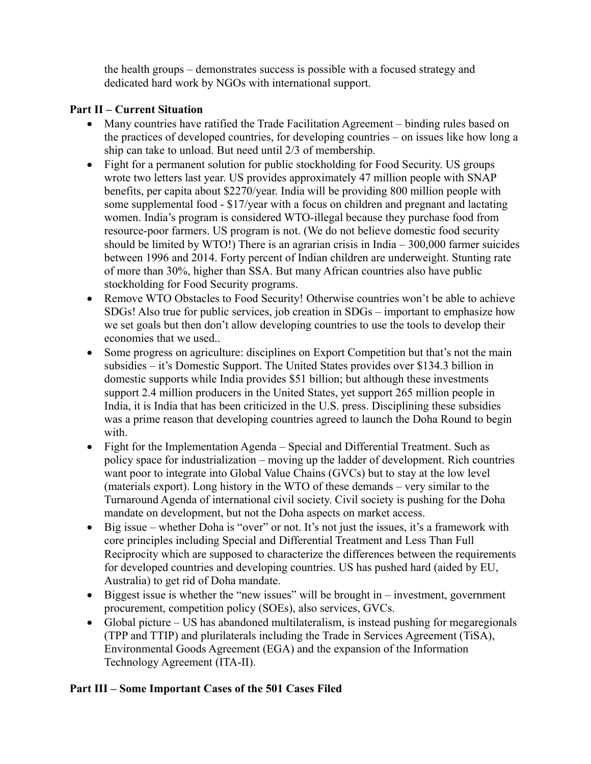the health groups – demonstrates success is possible with a focused strategy and dedicated hard work by NGOs with international support.

**Part II – Current Situation**

- Many countries have ratified the Trade Facilitation Agreement – binding rules based on the practices of developed countries, for developing countries – on issues like how long a ship can take to unload. But need until 2/3 of membership.
- Fight for a permanent solution for public stockholding for Food Security. US groups wrote two letters last year. US provides approximately 47 million people with SNAP benefits, per capita about $2270/year. India will be providing 800 million people with some supplemental food - $17/year with a focus on children and pregnant and lactating women. India's program is considered WTO-illegal because they purchase food from resource-poor farmers. US program is not. (We do not believe domestic food security should be limited by WTO!) There is an agrarian crisis in India – 300,000 farmer suicides between 1996 and 2014. Forty percent of Indian children are underweight. Stunting rate of more than 30%, higher than SSA. But many African countries also have public stockholding for Food Security programs.
- Remove WTO Obstacles to Food Security! Otherwise countries won't be able to achieve SDGs! Also true for public services, job creation in SDGs – important to emphasize how we set goals but then don't allow developing countries to use the tools to develop their economies that we used..
- Some progress on agriculture: disciplines on Export Competition but that's not the main subsidies – it's Domestic Support. The United States provides over $134.3 billion in domestic supports while India provides $51 billion; but although these investments support 2.4 million producers in the United States, yet support 265 million people in India, it is India that has been criticized in the U.S. press. Disciplining these subsidies was a prime reason that developing countries agreed to launch the Doha Round to begin with.
- Fight for the Implementation Agenda – Special and Differential Treatment. Such as policy space for industrialization – moving up the ladder of development. Rich countries want poor to integrate into Global Value Chains (GVCs) but to stay at the low level (materials export). Long history in the WTO of these demands – very similar to the Turnaround Agenda of international civil society. Civil society is pushing for the Doha mandate on development, but not the Doha aspects on market access.
- Big issue – whether Doha is "over" or not. It's not just the issues, it's a framework with core principles including Special and Differential Treatment and Less Than Full Reciprocity which are supposed to characterize the differences between the requirements for developed countries and developing countries. US has pushed hard (aided by EU, Australia) to get rid of Doha mandate.
- Biggest issue is whether the "new issues" will be brought in – investment, government procurement, competition policy (SOEs), also services, GVCs.
- Global picture – US has abandoned multilateralism, is instead pushing for megaregionals (TPP and TTIP) and plurilaterals including the Trade in Services Agreement (TiSA), Environmental Goods Agreement (EGA) and the expansion of the Information Technology Agreement (ITA-II).

**Part III – Some Important Cases of the 501 Cases Filed**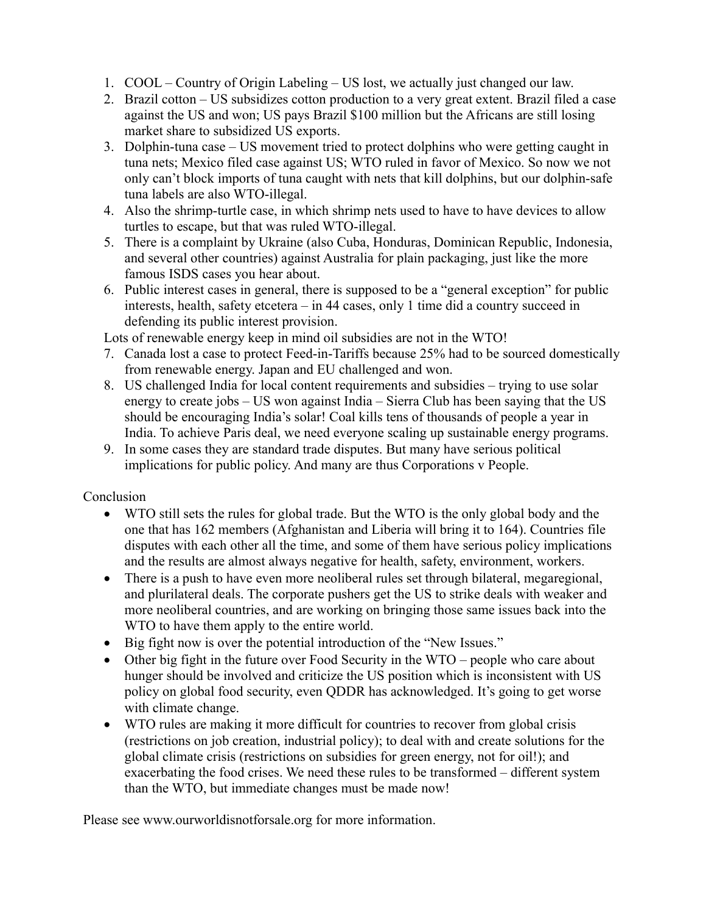1. COOL – Country of Origin Labeling – US lost, we actually just changed our law.
2. Brazil cotton – US subsidizes cotton production to a very great extent. Brazil filed a case against the US and won; US pays Brazil $100 million but the Africans are still losing market share to subsidized US exports.
3. Dolphin-tuna case – US movement tried to protect dolphins who were getting caught in tuna nets; Mexico filed case against US; WTO ruled in favor of Mexico. So now we not only can't block imports of tuna caught with nets that kill dolphins, but our dolphin-safe tuna labels are also WTO-illegal.
4. Also the shrimp-turtle case, in which shrimp nets used to have to have devices to allow turtles to escape, but that was ruled WTO-illegal.
5. There is a complaint by Ukraine (also Cuba, Honduras, Dominican Republic, Indonesia, and several other countries) against Australia for plain packaging, just like the more famous ISDS cases you hear about.
6. Public interest cases in general, there is supposed to be a "general exception" for public interests, health, safety etcetera – in 44 cases, only 1 time did a country succeed in defending its public interest provision.

Lots of renewable energy keep in mind oil subsidies are not in the WTO!

7. Canada lost a case to protect Feed-in-Tariffs because 25% had to be sourced domestically from renewable energy. Japan and EU challenged and won.
8. US challenged India for local content requirements and subsidies – trying to use solar energy to create jobs – US won against India – Sierra Club has been saying that the US should be encouraging India's solar! Coal kills tens of thousands of people a year in India. To achieve Paris deal, we need everyone scaling up sustainable energy programs.
9. In some cases they are standard trade disputes. But many have serious political implications for public policy. And many are thus Corporations v People.

Conclusion

- WTO still sets the rules for global trade. But the WTO is the only global body and the one that has 162 members (Afghanistan and Liberia will bring it to 164). Countries file disputes with each other all the time, and some of them have serious policy implications and the results are almost always negative for health, safety, environment, workers.
- There is a push to have even more neoliberal rules set through bilateral, megaregional, and plurilateral deals. The corporate pushers get the US to strike deals with weaker and more neoliberal countries, and are working on bringing those same issues back into the WTO to have them apply to the entire world.
- Big fight now is over the potential introduction of the "New Issues."
- Other big fight in the future over Food Security in the WTO – people who care about hunger should be involved and criticize the US position which is inconsistent with US policy on global food security, even QDDR has acknowledged. It's going to get worse with climate change.
- WTO rules are making it more difficult for countries to recover from global crisis (restrictions on job creation, industrial policy); to deal with and create solutions for the global climate crisis (restrictions on subsidies for green energy, not for oil!); and exacerbating the food crises. We need these rules to be transformed – different system than the WTO, but immediate changes must be made now!

Please see www.ourworldisnotforsale.org for more information.